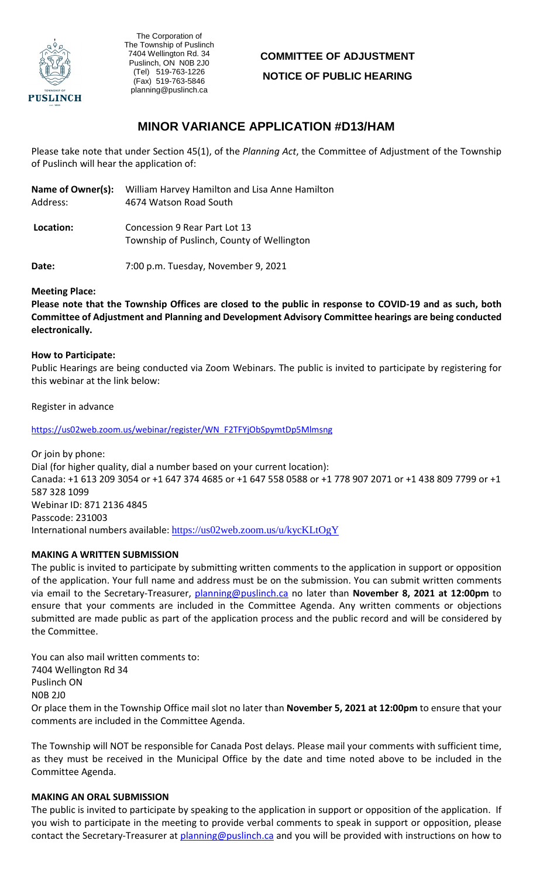The Corporation of
The Township of Puslinch
7404 Wellington Rd. 34
Puslinch, ON N0B 2J0
(Tel) 519-763-1226
(Fax) 519-763-5846
planning@puslinch.ca

**COMMITTEE OF ADJUSTMENT**

**NOTICE OF PUBLIC HEARING**

# MINOR VARIANCE APPLICATION #D13/HAM

Please take note that under Section 45(1), of the *Planning Act*, the Committee of Adjustment of the Township of Puslinch will hear the application of:

**Name of Owner(s):** William Harvey Hamilton and Lisa Anne Hamilton
Address: 4674 Watson Road South

**Location:** Concession 9 Rear Part Lot 13
Township of Puslinch, County of Wellington

**Date:** 7:00 p.m. Tuesday, November 9, 2021

**Meeting Place:**

**Please note that the Township Offices are closed to the public in response to COVID-19 and as such, both Committee of Adjustment and Planning and Development Advisory Committee hearings are being conducted electronically.**

**How to Participate:**

Public Hearings are being conducted via Zoom Webinars. The public is invited to participate by registering for this webinar at the link below:

Register in advance

https://us02web.zoom.us/webinar/register/WN_F2TFYjObSpymtDp5Mlmsng

Or join by phone:
Dial (for higher quality, dial a number based on your current location):
Canada: +1 613 209 3054 or +1 647 374 4685 or +1 647 558 0588 or +1 778 907 2071 or +1 438 809 7799 or +1 587 328 1099
Webinar ID: 871 2136 4845
Passcode: 231003
International numbers available: https://us02web.zoom.us/u/kycKLtOgY

**MAKING A WRITTEN SUBMISSION**

The public is invited to participate by submitting written comments to the application in support or opposition of the application. Your full name and address must be on the submission. You can submit written comments via email to the Secretary-Treasurer, planning@puslinch.ca no later than **November 8, 2021 at 12:00pm** to ensure that your comments are included in the Committee Agenda. Any written comments or objections submitted are made public as part of the application process and the public record and will be considered by the Committee.

You can also mail written comments to:
7404 Wellington Rd 34
Puslinch ON
N0B 2J0
Or place them in the Township Office mail slot no later than **November 5, 2021 at 12:00pm** to ensure that your comments are included in the Committee Agenda.

The Township will NOT be responsible for Canada Post delays. Please mail your comments with sufficient time, as they must be received in the Municipal Office by the date and time noted above to be included in the Committee Agenda.

**MAKING AN ORAL SUBMISSION**

The public is invited to participate by speaking to the application in support or opposition of the application. If you wish to participate in the meeting to provide verbal comments to speak in support or opposition, please contact the Secretary-Treasurer at planning@puslinch.ca and you will be provided with instructions on how to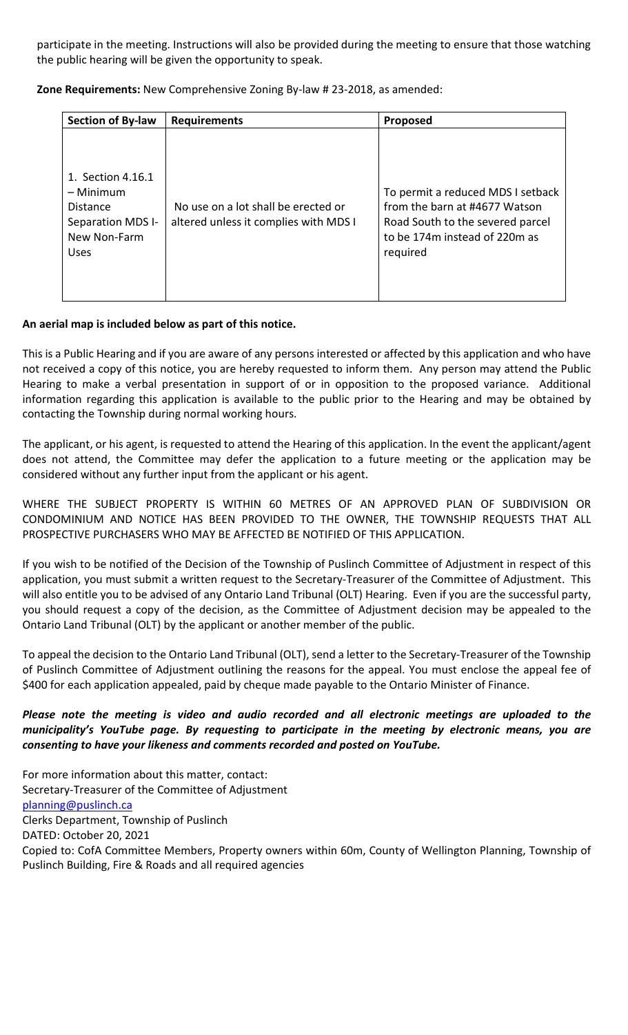participate in the meeting. Instructions will also be provided during the meeting to ensure that those watching the public hearing will be given the opportunity to speak.

**Zone Requirements:** New Comprehensive Zoning By-law # 23-2018, as amended:

| Section of By-law | Requirements | Proposed |
|---|---|---|
| 1. Section 4.16.1 – Minimum Distance Separation MDS I- New Non-Farm Uses | No use on a lot shall be erected or altered unless it complies with MDS I | To permit a reduced MDS I setback from the barn at #4677 Watson Road South to the severed parcel to be 174m instead of 220m as required |

**An aerial map is included below as part of this notice.**

This is a Public Hearing and if you are aware of any persons interested or affected by this application and who have not received a copy of this notice, you are hereby requested to inform them. Any person may attend the Public Hearing to make a verbal presentation in support of or in opposition to the proposed variance. Additional information regarding this application is available to the public prior to the Hearing and may be obtained by contacting the Township during normal working hours.

The applicant, or his agent, is requested to attend the Hearing of this application. In the event the applicant/agent does not attend, the Committee may defer the application to a future meeting or the application may be considered without any further input from the applicant or his agent.

WHERE THE SUBJECT PROPERTY IS WITHIN 60 METRES OF AN APPROVED PLAN OF SUBDIVISION OR CONDOMINIUM AND NOTICE HAS BEEN PROVIDED TO THE OWNER, THE TOWNSHIP REQUESTS THAT ALL PROSPECTIVE PURCHASERS WHO MAY BE AFFECTED BE NOTIFIED OF THIS APPLICATION.

If you wish to be notified of the Decision of the Township of Puslinch Committee of Adjustment in respect of this application, you must submit a written request to the Secretary-Treasurer of the Committee of Adjustment. This will also entitle you to be advised of any Ontario Land Tribunal (OLT) Hearing. Even if you are the successful party, you should request a copy of the decision, as the Committee of Adjustment decision may be appealed to the Ontario Land Tribunal (OLT) by the applicant or another member of the public.

To appeal the decision to the Ontario Land Tribunal (OLT), send a letter to the Secretary-Treasurer of the Township of Puslinch Committee of Adjustment outlining the reasons for the appeal. You must enclose the appeal fee of $400 for each application appealed, paid by cheque made payable to the Ontario Minister of Finance.

***Please note the meeting is video and audio recorded and all electronic meetings are uploaded to the municipality's YouTube page. By requesting to participate in the meeting by electronic means, you are consenting to have your likeness and comments recorded and posted on YouTube.***

For more information about this matter, contact:
Secretary-Treasurer of the Committee of Adjustment
planning@puslinch.ca
Clerks Department, Township of Puslinch
DATED: October 20, 2021
Copied to: CofA Committee Members, Property owners within 60m, County of Wellington Planning, Township of Puslinch Building, Fire & Roads and all required agencies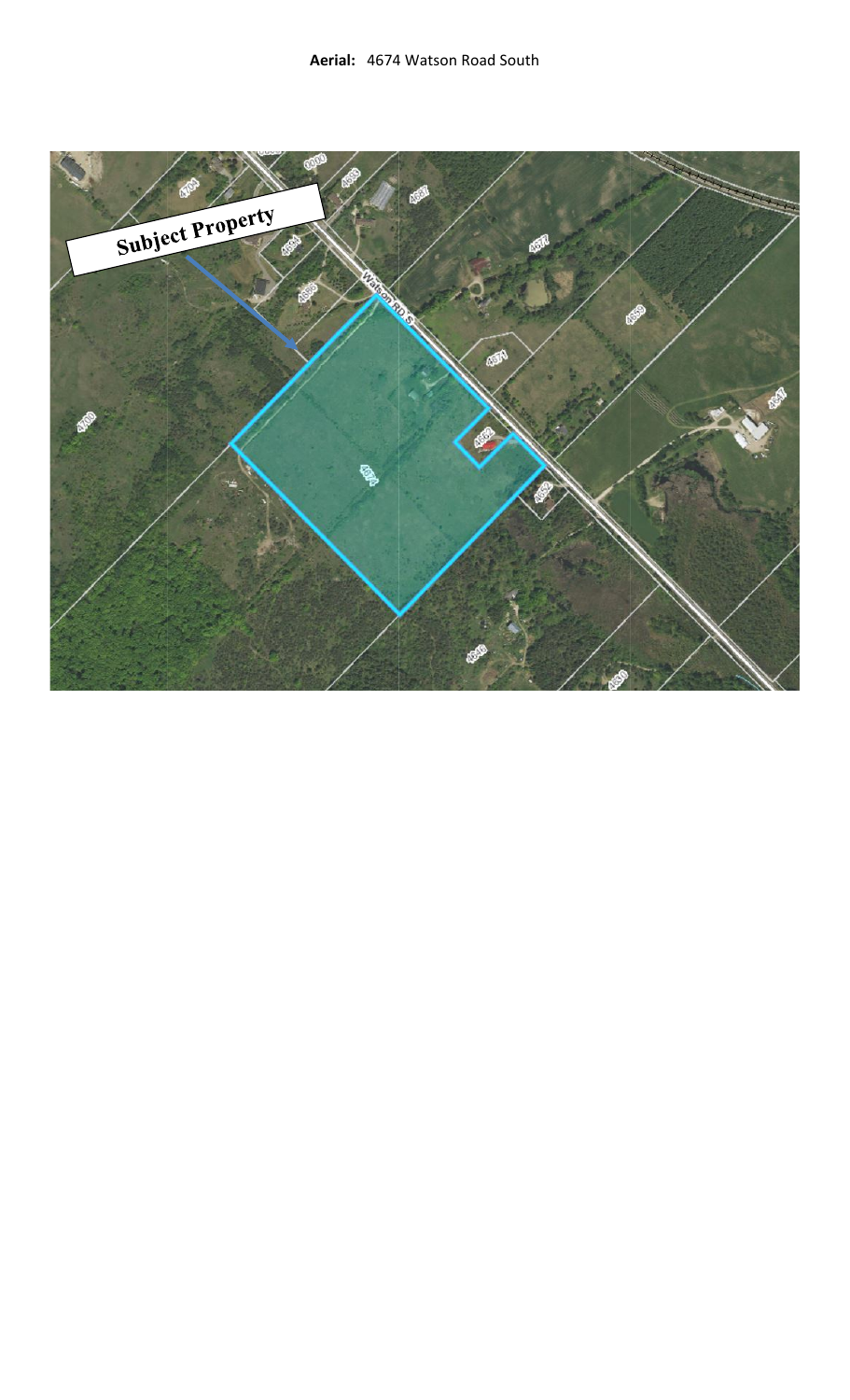**Aerial:** 4674 Watson Road South

Subject Property

Watson RD S

4674